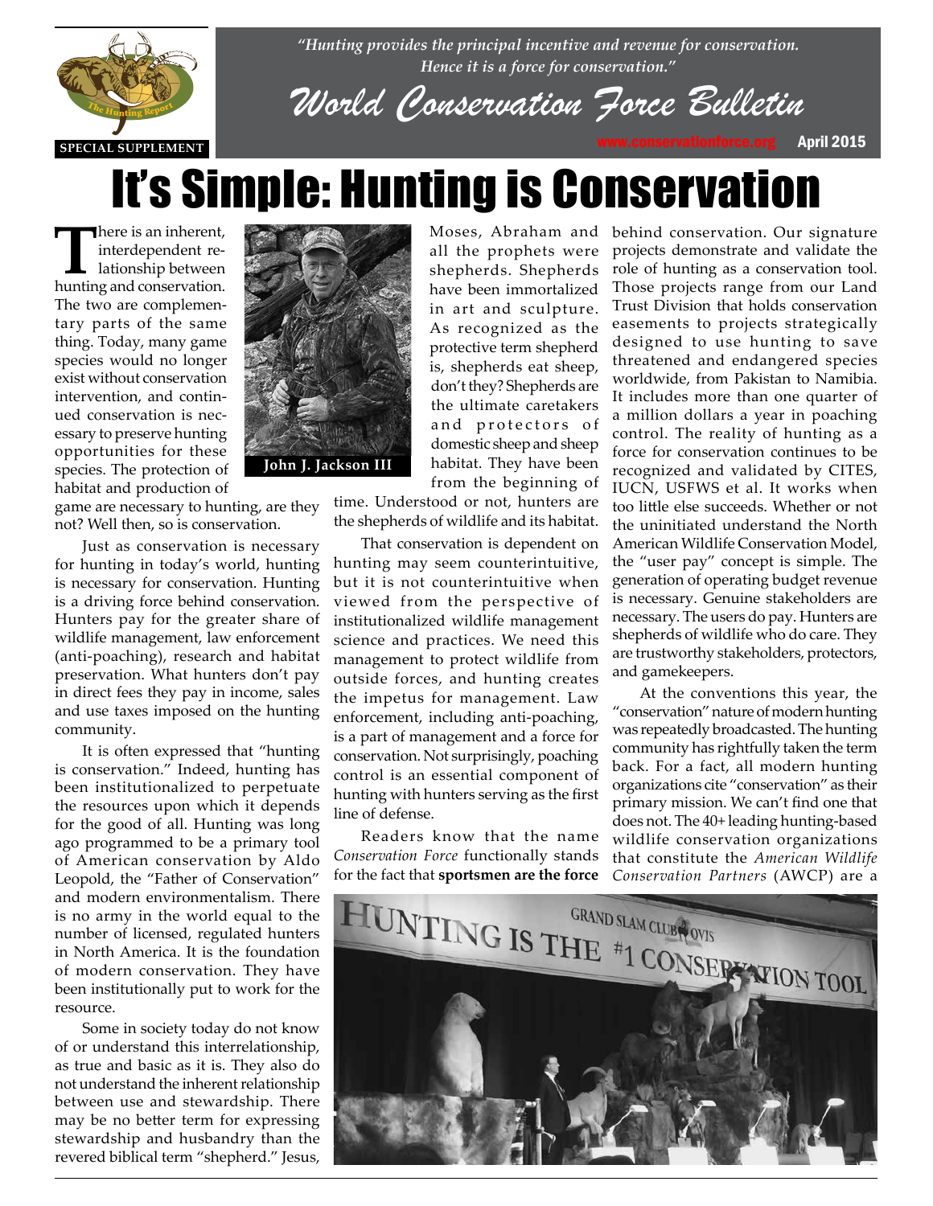*"Hunting provides the principal incentive and revenue for conservation. Hence it is a force for conservation."*

SPECIAL SUPPLEMENT

# World Conservation Force Bulletin

www.conservationforce.org April 2015

# It's Simple: Hunting is Conservation

John J. Jackson III

There is an inherent, interdependent relationship between hunting and conservation. The two are complementary parts of the same thing. Today, many game species would no longer exist without conservation intervention, and continued conservation is necessary to preserve hunting opportunities for these species. The protection of habitat and production of game are necessary to hunting, are they not? Well then, so is conservation.

Just as conservation is necessary for hunting in today's world, hunting is necessary for conservation. Hunting is a driving force behind conservation. Hunters pay for the greater share of wildlife management, law enforcement (anti-poaching), research and habitat preservation. What hunters don't pay in direct fees they pay in income, sales and use taxes imposed on the hunting community.

It is often expressed that "hunting is conservation." Indeed, hunting has been institutionalized to perpetuate the resources upon which it depends for the good of all. Hunting was long ago programmed to be a primary tool of American conservation by Aldo Leopold, the "Father of Conservation" and modern environmentalism. There is no army in the world equal to the number of licensed, regulated hunters in North America. It is the foundation of modern conservation. They have been institutionally put to work for the resource.

Some in society today do not know of or understand this interrelationship, as true and basic as it is. They also do not understand the inherent relationship between use and stewardship. There may be no better term for expressing stewardship and husbandry than the revered biblical term "shepherd." Jesus, Moses, Abraham and all the prophets were shepherds. Shepherds have been immortalized in art and sculpture. As recognized as the protective term shepherd is, shepherds eat sheep, don't they? Shepherds are the ultimate caretakers and protectors of domestic sheep and sheep habitat. They have been from the beginning of time. Understood or not, hunters are the shepherds of wildlife and its habitat.

That conservation is dependent on hunting may seem counterintuitive, but it is not counterintuitive when viewed from the perspective of institutionalized wildlife management science and practices. We need this management to protect wildlife from outside forces, and hunting creates the impetus for management. Law enforcement, including anti-poaching, is a part of management and a force for conservation. Not surprisingly, poaching control is an essential component of hunting with hunters serving as the first line of defense.

Readers know that the name *Conservation Force* functionally stands for the fact that **sportsmen are the force** behind conservation. Our signature projects demonstrate and validate the role of hunting as a conservation tool. Those projects range from our Land Trust Division that holds conservation easements to projects strategically designed to use hunting to save threatened and endangered species worldwide, from Pakistan to Namibia. It includes more than one quarter of a million dollars a year in poaching control. The reality of hunting as a force for conservation continues to be recognized and validated by CITES, IUCN, USFWS et al. It works when too little else succeeds. Whether or not the uninitiated understand the North American Wildlife Conservation Model, the "user pay" concept is simple. The generation of operating budget revenue is necessary. Genuine stakeholders are necessary. The users do pay. Hunters are shepherds of wildlife who do care. They are trustworthy stakeholders, protectors, and gamekeepers.

At the conventions this year, the "conservation" nature of modern hunting was repeatedly broadcasted. The hunting community has rightfully taken the term back. For a fact, all modern hunting organizations cite "conservation" as their primary mission. We can't find one that does not. The 40+ leading hunting-based wildlife conservation organizations that constitute the *American Wildlife Conservation Partners* (AWCP) are a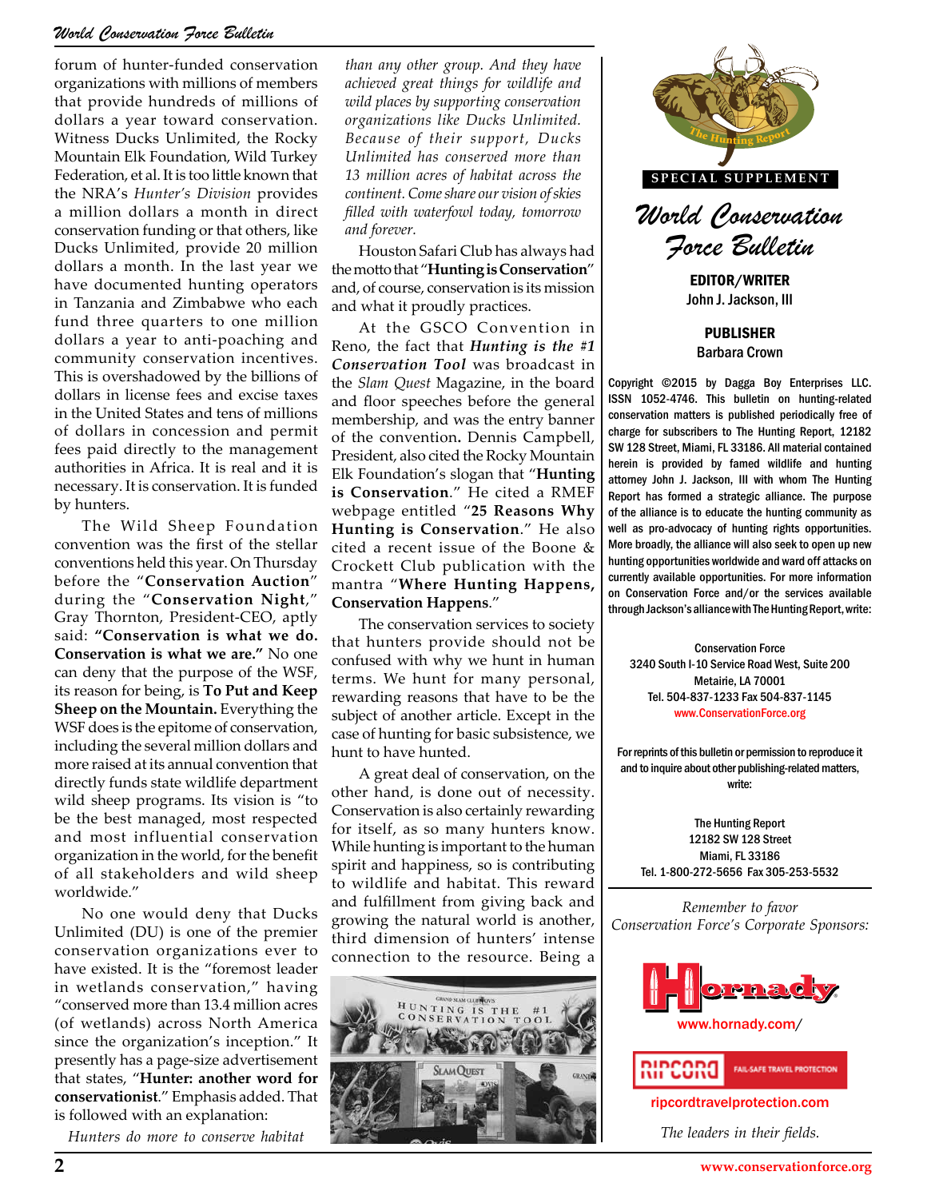forum of hunter-funded conservation organizations with millions of members that provide hundreds of millions of dollars a year toward conservation. Witness Ducks Unlimited, the Rocky Mountain Elk Foundation, Wild Turkey Federation, et al. It is too little known that the NRA's *Hunter's Division* provides a million dollars a month in direct conservation funding or that others, like Ducks Unlimited, provide 20 million dollars a month. In the last year we have documented hunting operators in Tanzania and Zimbabwe who each fund three quarters to one million dollars a year to anti-poaching and community conservation incentives. This is overshadowed by the billions of dollars in license fees and excise taxes in the United States and tens of millions of dollars in concession and permit fees paid directly to the management authorities in Africa. It is real and it is necessary. It is conservation. It is funded by hunters.

The Wild Sheep Foundation convention was the first of the stellar conventions held this year. On Thursday before the "**Conservation Auction**" during the "**Conservation Night**," Gray Thornton, President-CEO, aptly said: **"Conservation is what we do. Conservation is what we are."** No one can deny that the purpose of the WSF, its reason for being, is **To Put and Keep Sheep on the Mountain.** Everything the WSF does is the epitome of conservation, including the several million dollars and more raised at its annual convention that directly funds state wildlife department wild sheep programs. Its vision is "to be the best managed, most respected and most influential conservation organization in the world, for the benefit of all stakeholders and wild sheep worldwide."

No one would deny that Ducks Unlimited (DU) is one of the premier conservation organizations ever to have existed. It is the "foremost leader in wetlands conservation," having "conserved more than 13.4 million acres (of wetlands) across North America since the organization's inception." It presently has a page-size advertisement that states, "**Hunter: another word for conservationist**." Emphasis added. That is followed with an explanation:

*Hunters do more to conserve habitat than any other group. And they have achieved great things for wildlife and wild places by supporting conservation organizations like Ducks Unlimited. Because of their support, Ducks Unlimited has conserved more than 13 million acres of habitat across the continent. Come share our vision of skies filled with waterfowl today, tomorrow and forever.*

Houston Safari Club has always had the motto that "**Hunting is Conservation**" and, of course, conservation is its mission and what it proudly practices.

At the GSCO Convention in Reno, the fact that ***Hunting is the #1 Conservation Tool*** was broadcast in the *Slam Quest* Magazine, in the board and floor speeches before the general membership, and was the entry banner of the convention**.** Dennis Campbell, President, also cited the Rocky Mountain Elk Foundation's slogan that "**Hunting is Conservation**." He cited a RMEF webpage entitled "**25 Reasons Why Hunting is Conservation**." He also cited a recent issue of the Boone & Crockett Club publication with the mantra "**Where Hunting Happens, Conservation Happens**."

The conservation services to society that hunters provide should not be confused with why we hunt in human terms. We hunt for many personal, rewarding reasons that have to be the subject of another article. Except in the case of hunting for basic subsistence, we hunt to have hunted.

A great deal of conservation, on the other hand, is done out of necessity. Conservation is also certainly rewarding for itself, as so many hunters know. While hunting is important to the human spirit and happiness, so is contributing to wildlife and habitat. This reward and fulfillment from giving back and growing the natural world is another, third dimension of hunters' intense connection to the resource. Being a

---

SPECIAL SUPPLEMENT

# World Conservation Force Bulletin

**EDITOR/WRITER**
John J. Jackson, III

**PUBLISHER**
Barbara Crown

Copyright ©2015 by Dagga Boy Enterprises LLC. ISSN 1052-4746. This bulletin on hunting-related conservation matters is published periodically free of charge for subscribers to The Hunting Report, 12182 SW 128 Street, Miami, FL 33186. All material contained herein is provided by famed wildlife and hunting attorney John J. Jackson, III with whom The Hunting Report has formed a strategic alliance. The purpose of the alliance is to educate the hunting community as well as pro-advocacy of hunting rights opportunities. More broadly, the alliance will also seek to open up new hunting opportunities worldwide and ward off attacks on currently available opportunities. For more information on Conservation Force and/or the services available through Jackson's alliance with The Hunting Report, write:

Conservation Force
3240 South I-10 Service Road West, Suite 200
Metairie, LA 70001
Tel. 504-837-1233 Fax 504-837-1145
www.ConservationForce.org

For reprints of this bulletin or permission to reproduce it and to inquire about other publishing-related matters, write:

The Hunting Report
12182 SW 128 Street
Miami, FL 33186
Tel. 1-800-272-5656 Fax 305-253-5532

*Remember to favor Conservation Force's Corporate Sponsors:*

Hornady
www.hornady.com/

RIPCORD FAIL-SAFE TRAVEL PROTECTION
ripcordtravelprotection.com

*The leaders in their fields.*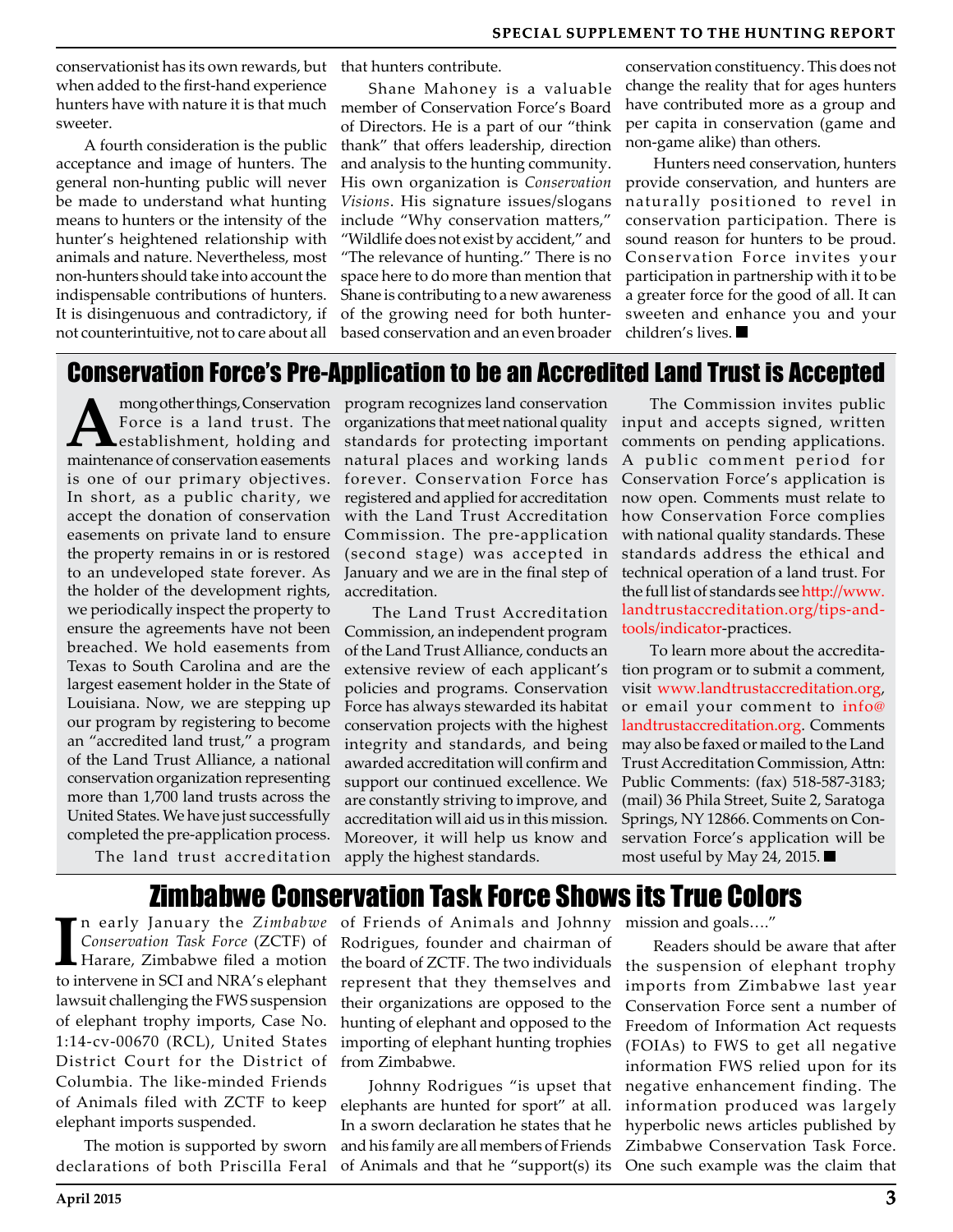conservationist has its own rewards, but when added to the first-hand experience hunters have with nature it is that much sweeter.

A fourth consideration is the public acceptance and image of hunters. The general non-hunting public will never be made to understand what hunting means to hunters or the intensity of the hunter's heightened relationship with animals and nature. Nevertheless, most non-hunters should take into account the indispensable contributions of hunters. It is disingenuous and contradictory, if not counterintuitive, not to care about all that hunters contribute.

Shane Mahoney is a valuable member of Conservation Force's Board of Directors. He is a part of our "think thank" that offers leadership, direction and analysis to the hunting community. His own organization is *Conservation Visions*. His signature issues/slogans include "Why conservation matters," "Wildlife does not exist by accident," and "The relevance of hunting." There is no space here to do more than mention that Shane is contributing to a new awareness of the growing need for both hunter-based conservation and an even broader conservation constituency. This does not change the reality that for ages hunters have contributed more as a group and per capita in conservation (game and non-game alike) than others.

Hunters need conservation, hunters provide conservation, and hunters are naturally positioned to revel in conservation participation. There is sound reason for hunters to be proud. Conservation Force invites your participation in partnership with it to be a greater force for the good of all. It can sweeten and enhance you and your children's lives. ■

## Conservation Force's Pre-Application to be an Accredited Land Trust is Accepted

Among other things, Conservation Force is a land trust. The establishment, holding and maintenance of conservation easements is one of our primary objectives. In short, as a public charity, we accept the donation of conservation easements on private land to ensure the property remains in or is restored to an undeveloped state forever. As the holder of the development rights, we periodically inspect the property to ensure the agreements have not been breached. We hold easements from Texas to South Carolina and are the largest easement holder in the State of Louisiana. Now, we are stepping up our program by registering to become an "accredited land trust," a program of the Land Trust Alliance, a national conservation organization representing more than 1,700 land trusts across the United States. We have just successfully completed the pre-application process.

The land trust accreditation program recognizes land conservation organizations that meet national quality standards for protecting important natural places and working lands forever. Conservation Force has registered and applied for accreditation with the Land Trust Accreditation Commission. The pre-application (second stage) was accepted in January and we are in the final step of accreditation.

The Land Trust Accreditation Commission, an independent program of the Land Trust Alliance, conducts an extensive review of each applicant's policies and programs. Conservation Force has always stewarded its habitat conservation projects with the highest integrity and standards, and being awarded accreditation will confirm and support our continued excellence. We are constantly striving to improve, and accreditation will aid us in this mission. Moreover, it will help us know and apply the highest standards.

The Commission invites public input and accepts signed, written comments on pending applications. A public comment period for Conservation Force's application is now open. Comments must relate to how Conservation Force complies with national quality standards. These standards address the ethical and technical operation of a land trust. For the full list of standards see http://www.landtrustaccreditation.org/tips-and-tools/indicator-practices.

To learn more about the accreditation program or to submit a comment, visit www.landtrustaccreditation.org, or email your comment to info@landtrustaccreditation.org. Comments may also be faxed or mailed to the Land Trust Accreditation Commission, Attn: Public Comments: (fax) 518-587-3183; (mail) 36 Phila Street, Suite 2, Saratoga Springs, NY 12866. Comments on Conservation Force's application will be most useful by May 24, 2015. ■

## Zimbabwe Conservation Task Force Shows its True Colors

In early January the *Zimbabwe Conservation Task Force* (ZCTF) of Harare, Zimbabwe filed a motion to intervene in SCI and NRA's elephant lawsuit challenging the FWS suspension of elephant trophy imports, Case No. 1:14-cv-00670 (RCL), United States District Court for the District of Columbia. The like-minded Friends of Animals filed with ZCTF to keep elephant imports suspended.

The motion is supported by sworn declarations of both Priscilla Feral of Friends of Animals and Johnny Rodrigues, founder and chairman of the board of ZCTF. The two individuals represent that they themselves and their organizations are opposed to the hunting of elephant and opposed to the importing of elephant hunting trophies from Zimbabwe.

Johnny Rodrigues "is upset that elephants are hunted for sport" at all. In a sworn declaration he states that he and his family are all members of Friends of Animals and that he "support(s) its mission and goals…."

Readers should be aware that after the suspension of elephant trophy imports from Zimbabwe last year Conservation Force sent a number of Freedom of Information Act requests (FOIAs) to FWS to get all negative information FWS relied upon for its negative enhancement finding. The information produced was largely hyperbolic news articles published by Zimbabwe Conservation Task Force. One such example was the claim that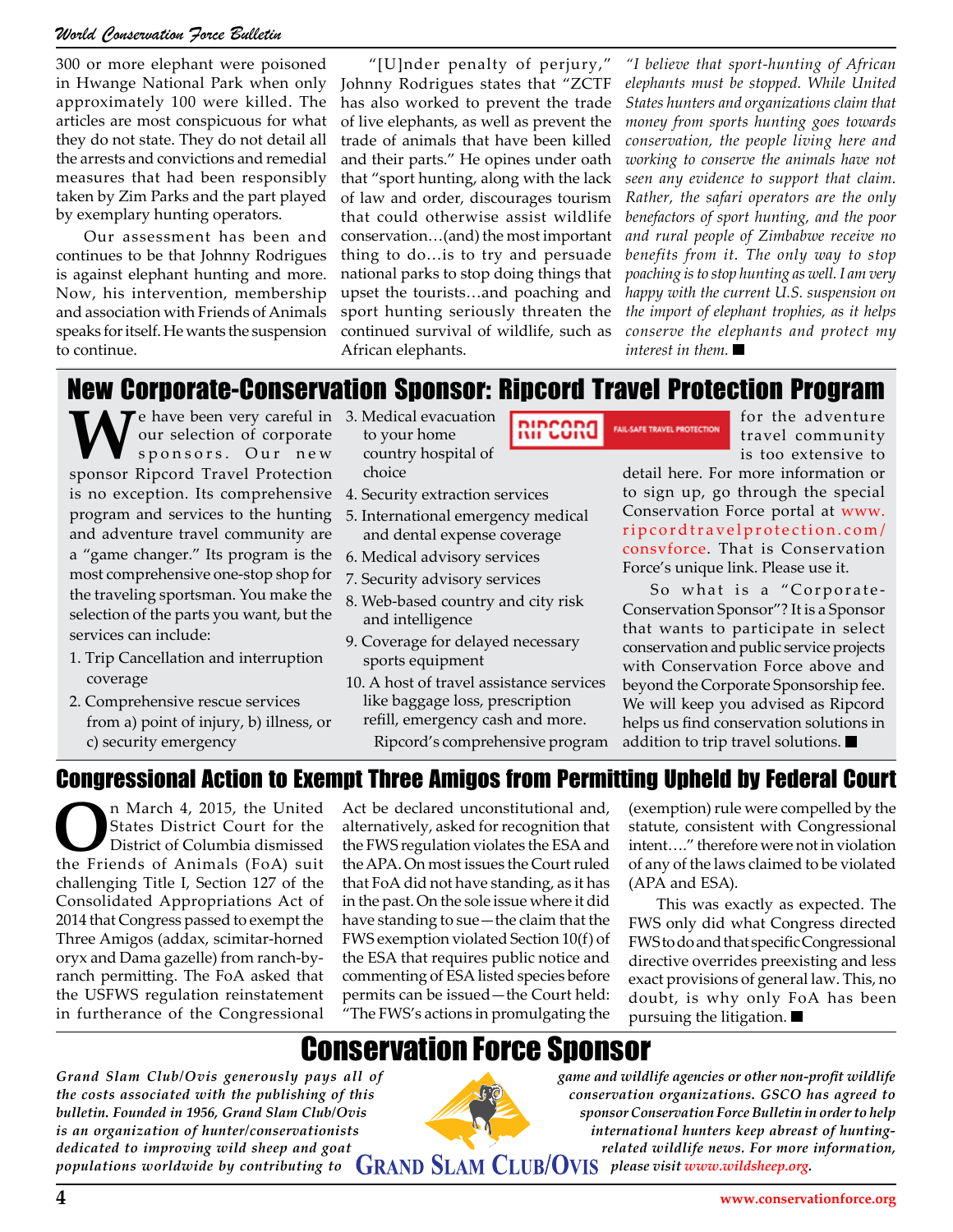300 or more elephant were poisoned in Hwange National Park when only approximately 100 were killed. The articles are most conspicuous for what they do not state. They do not detail all the arrests and convictions and remedial measures that had been responsibly taken by Zim Parks and the part played by exemplary hunting operators.

Our assessment has been and continues to be that Johnny Rodrigues is against elephant hunting and more. Now, his intervention, membership and association with Friends of Animals speaks for itself. He wants the suspension to continue.

"[U]nder penalty of perjury," Johnny Rodrigues states that "ZCTF has also worked to prevent the trade of live elephants, as well as prevent the trade of animals that have been killed and their parts." He opines under oath that "sport hunting, along with the lack of law and order, discourages tourism that could otherwise assist wildlife conservation…(and) the most important thing to do…is to try and persuade national parks to stop doing things that upset the tourists…and poaching and sport hunting seriously threaten the continued survival of wildlife, such as African elephants.

*"I believe that sport-hunting of African elephants must be stopped. While United States hunters and organizations claim that money from sports hunting goes towards conservation, the people living here and working to conserve the animals have not seen any evidence to support that claim. Rather, the safari operators are the only benefactors of sport hunting, and the poor and rural people of Zimbabwe receive no benefits from it. The only way to stop poaching is to stop hunting as well. I am very happy with the current U.S. suspension on the import of elephant trophies, as it helps conserve the elephants and protect my interest in them.* ■

# New Corporate-Conservation Sponsor: Ripcord Travel Protection Program

We have been very careful in our selection of corporate sponsors. Our new sponsor Ripcord Travel Protection is no exception. Its comprehensive program and services to the hunting and adventure travel community are a "game changer." Its program is the most comprehensive one-stop shop for the traveling sportsman. You make the selection of the parts you want, but the services can include:

1. Trip Cancellation and interruption coverage
2. Comprehensive rescue services from a) point of injury, b) illness, or c) security emergency
3. Medical evacuation to your home country hospital of choice
4. Security extraction services
5. International emergency medical and dental expense coverage
6. Medical advisory services
7. Security advisory services
8. Web-based country and city risk and intelligence
9. Coverage for delayed necessary sports equipment
10. A host of travel assistance services like baggage loss, prescription refill, emergency cash and more.

Ripcord's comprehensive program for the adventure travel community is too extensive to detail here. For more information or to sign up, go through the special Conservation Force portal at www.ripcordtravelprotection.com/consvforce. That is Conservation Force's unique link. Please use it.

So what is a "Corporate-Conservation Sponsor"? It is a Sponsor that wants to participate in select conservation and public service projects with Conservation Force above and beyond the Corporate Sponsorship fee. We will keep you advised as Ripcord helps us find conservation solutions in addition to trip travel solutions. ■

# Congressional Action to Exempt Three Amigos from Permitting Upheld by Federal Court

On March 4, 2015, the United States District Court for the District of Columbia dismissed the Friends of Animals (FoA) suit challenging Title I, Section 127 of the Consolidated Appropriations Act of 2014 that Congress passed to exempt the Three Amigos (addax, scimitar-horned oryx and Dama gazelle) from ranch-by-ranch permitting. The FoA asked that the USFWS regulation reinstatement in furtherance of the Congressional Act be declared unconstitutional and, alternatively, asked for recognition that the FWS regulation violates the ESA and the APA. On most issues the Court ruled that FoA did not have standing, as it has in the past. On the sole issue where it did have standing to sue—the claim that the FWS exemption violated Section 10(f) of the ESA that requires public notice and commenting of ESA listed species before permits can be issued—the Court held: "The FWS's actions in promulgating the (exemption) rule were compelled by the statute, consistent with Congressional intent…." therefore were not in violation of any of the laws claimed to be violated (APA and ESA).

This was exactly as expected. The FWS only did what Congress directed FWS to do and that specific Congressional directive overrides preexisting and less exact provisions of general law. This, no doubt, is why only FoA has been pursuing the litigation. ■

# Conservation Force Sponsor

*Grand Slam Club/Ovis generously pays all of the costs associated with the publishing of this bulletin. Founded in 1956, Grand Slam Club/Ovis is an organization of hunter/conservationists dedicated to improving wild sheep and goat populations worldwide by contributing to game and wildlife agencies or other non-profit wildlife conservation organizations. GSCO has agreed to sponsor Conservation Force Bulletin in order to help international hunters keep abreast of hunting-related wildlife news. For more information, please visit www.wildsheep.org.*